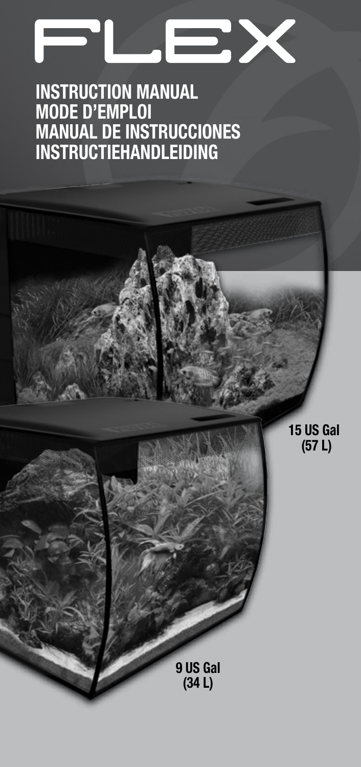# FLEX

## INSTRUCTION MANUAL
## MODE D'EMPLOI
## MANUAL DE INSTRUCCIONES
## INSTRUCTIEHANDLEIDING

15 US Gal
(57 L)

9 US Gal
(34 L)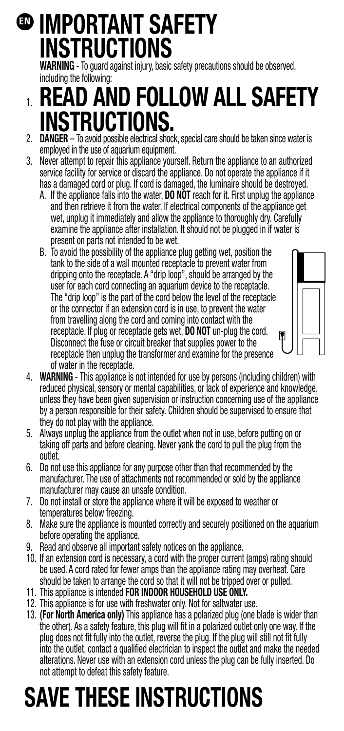# EN IMPORTANT SAFETY INSTRUCTIONS

**WARNING** - To guard against injury, basic safety precautions should be observed, including the following:

1. **READ AND FOLLOW ALL SAFETY INSTRUCTIONS.**
2. **DANGER** – To avoid possible electrical shock, special care should be taken since water is employed in the use of aquarium equipment.
3. Never attempt to repair this appliance yourself. Return the appliance to an authorized service facility for service or discard the appliance. Do not operate the appliance if it has a damaged cord or plug. If cord is damaged, the luminaire should be destroyed.
   - A. If the appliance falls into the water, **DO NOT** reach for it. First unplug the appliance and then retrieve it from the water. If electrical components of the appliance get wet, unplug it immediately and allow the appliance to thoroughly dry. Carefully examine the appliance after installation. It should not be plugged in if water is present on parts not intended to be wet.
   - B. To avoid the possibility of the appliance plug getting wet, position the tank to the side of a wall mounted receptacle to prevent water from dripping onto the receptacle. A "drip loop", should be arranged by the user for each cord connecting an aquarium device to the receptacle. The "drip loop" is the part of the cord below the level of the receptacle or the connector if an extension cord is in use, to prevent the water from travelling along the cord and coming into contact with the receptacle. If plug or receptacle gets wet, **DO NOT** un-plug the cord. Disconnect the fuse or circuit breaker that supplies power to the receptacle then unplug the transformer and examine for the presence of water in the receptacle.
4. **WARNING** - This appliance is not intended for use by persons (including children) with reduced physical, sensory or mental capabilities, or lack of experience and knowledge, unless they have been given supervision or instruction concerning use of the appliance by a person responsible for their safety. Children should be supervised to ensure that they do not play with the appliance.
5. Always unplug the appliance from the outlet when not in use, before putting on or taking off parts and before cleaning. Never yank the cord to pull the plug from the outlet.
6. Do not use this appliance for any purpose other than that recommended by the manufacturer. The use of attachments not recommended or sold by the appliance manufacturer may cause an unsafe condition.
7. Do not install or store the appliance where it will be exposed to weather or temperatures below freezing.
8. Make sure the appliance is mounted correctly and securely positioned on the aquarium before operating the appliance.
9. Read and observe all important safety notices on the appliance.
10. If an extension cord is necessary, a cord with the proper current (amps) rating should be used. A cord rated for fewer amps than the appliance rating may overheat. Care should be taken to arrange the cord so that it will not be tripped over or pulled.
11. This appliance is intended **FOR INDOOR HOUSEHOLD USE ONLY.**
12. This appliance is for use with freshwater only. Not for saltwater use.
13. **(For North America only)** This appliance has a polarized plug (one blade is wider than the other). As a safety feature, this plug will fit in a polarized outlet only one way. If the plug does not fit fully into the outlet, reverse the plug. If the plug will still not fit fully into the outlet, contact a qualified electrician to inspect the outlet and make the needed alterations. Never use with an extension cord unless the plug can be fully inserted. Do not attempt to defeat this safety feature.

# SAVE THESE INSTRUCTIONS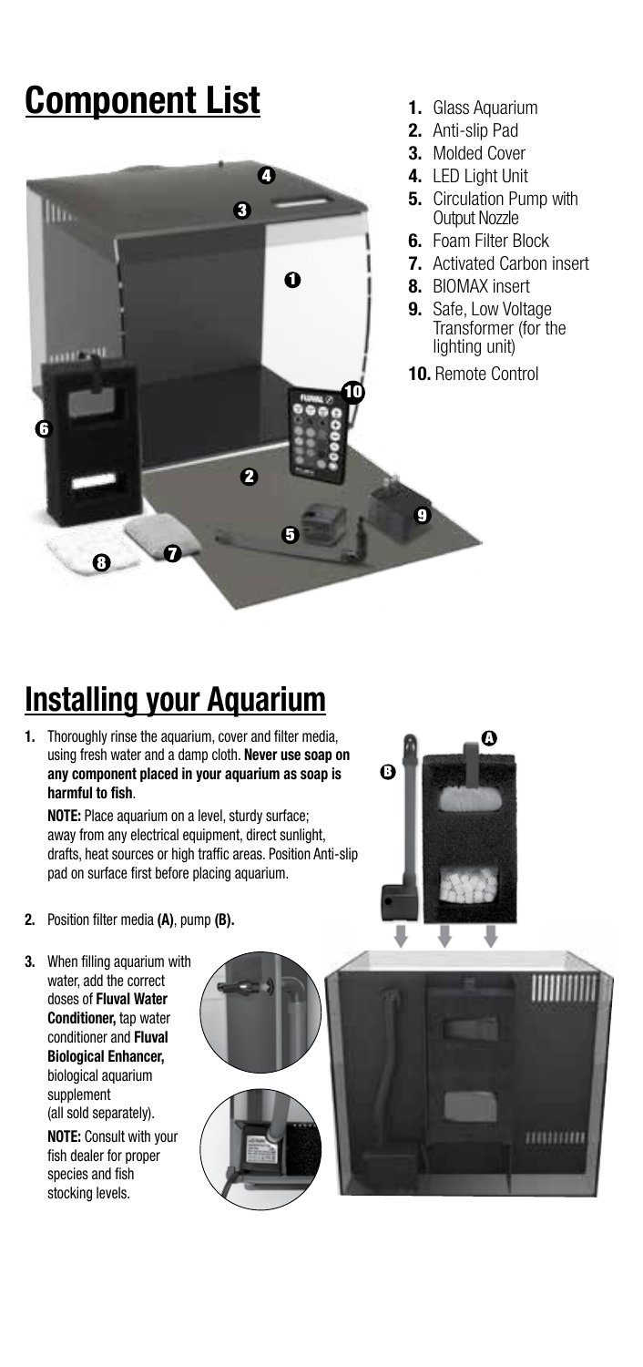## Component List

1. Glass Aquarium
2. Anti-slip Pad
3. Molded Cover
4. LED Light Unit
5. Circulation Pump with Output Nozzle
6. Foam Filter Block
7. Activated Carbon insert
8. BIOMAX insert
9. Safe, Low Voltage Transformer (for the lighting unit)
10. Remote Control

## Installing your Aquarium

1. Thoroughly rinse the aquarium, cover and filter media, using fresh water and a damp cloth. **Never use soap on any component placed in your aquarium as soap is harmful to fish**.

   **NOTE:** Place aquarium on a level, sturdy surface; away from any electrical equipment, direct sunlight, drafts, heat sources or high traffic areas. Position Anti-slip pad on surface first before placing aquarium.

2. Position filter media **(A)**, pump **(B).**

3. When filling aquarium with water, add the correct doses of **Fluval Water Conditioner,** tap water conditioner and **Fluval Biological Enhancer,** biological aquarium supplement (all sold separately).

   **NOTE:** Consult with your fish dealer for proper species and fish stocking levels.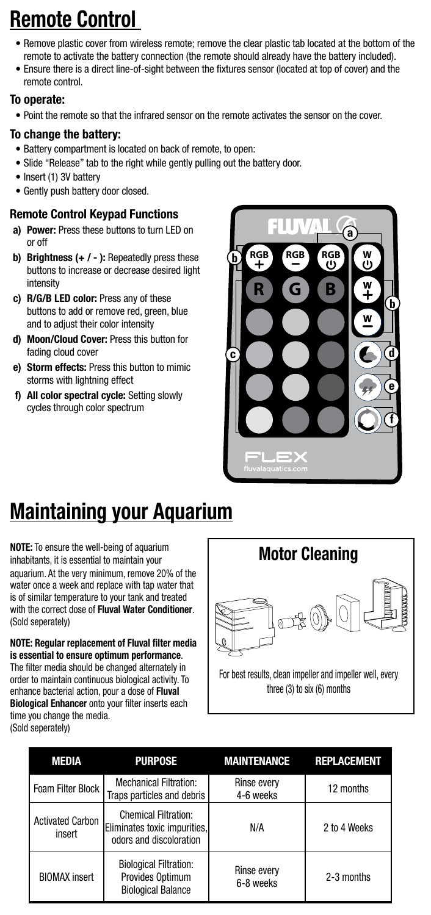# Remote Control

- Remove plastic cover from wireless remote; remove the clear plastic tab located at the bottom of the remote to activate the battery connection (the remote should already have the battery included).
- Ensure there is a direct line-of-sight between the fixtures sensor (located at top of cover) and the remote control.

### To operate:

- Point the remote so that the infrared sensor on the remote activates the sensor on the cover.

### To change the battery:

- Battery compartment is located on back of remote, to open:
- Slide "Release" tab to the right while gently pulling out the battery door.
- Insert (1) 3V battery
- Gently push battery door closed.

### Remote Control Keypad Functions

- **a) Power:** Press these buttons to turn LED on or off
- **b) Brightness (+ / - ):** Repeatedly press these buttons to increase or decrease desired light intensity
- **c) R/G/B LED color:** Press any of these buttons to add or remove red, green, blue and to adjust their color intensity
- **d) Moon/Cloud Cover:** Press this button for fading cloud cover
- **e) Storm effects:** Press this button to mimic storms with lightning effect
- **f) All color spectral cycle:** Setting slowly cycles through color spectrum

# Maintaining your Aquarium

**NOTE:** To ensure the well-being of aquarium inhabitants, it is essential to maintain your aquarium. At the very minimum, remove 20% of the water once a week and replace with tap water that is of similar temperature to your tank and treated with the correct dose of **Fluval Water Conditioner**. (Sold seperately)

**NOTE: Regular replacement of Fluval filter media is essential to ensure optimum performance**. The filter media should be changed alternately in order to maintain continuous biological activity. To enhance bacterial action, pour a dose of **Fluval Biological Enhancer** onto your filter inserts each time you change the media. (Sold seperately)

## Motor Cleaning

For best results, clean impeller and impeller well, every three (3) to six (6) months

| MEDIA | PURPOSE | MAINTENANCE | REPLACEMENT |
|---|---|---|---|
| Foam Filter Block | Mechanical Filtration: Traps particles and debris | Rinse every 4-6 weeks | 12 months |
| Activated Carbon insert | Chemical Filtration: Eliminates toxic impurities, odors and discoloration | N/A | 2 to 4 Weeks |
| BIOMAX insert | Biological Filtration: Provides Optimum Biological Balance | Rinse every 6-8 weeks | 2-3 months |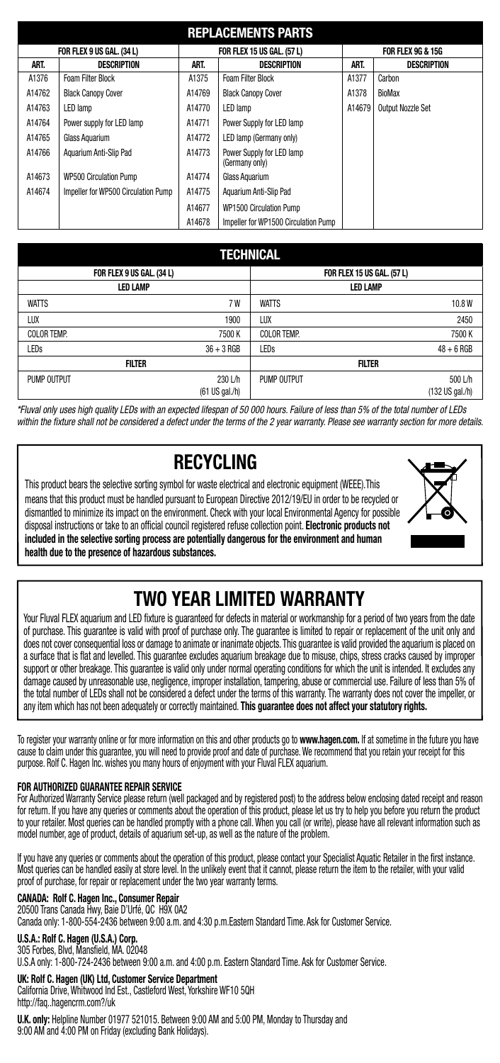## REPLACEMENTS PARTS

| FOR FLEX 9 US GAL. (34 L) | | FOR FLEX 15 US GAL. (57 L) | | FOR FLEX 9G & 15G | |
|---|---|---|---|---|---|
| ART. | DESCRIPTION | ART. | DESCRIPTION | ART. | DESCRIPTION |
| A1376 | Foam Filter Block | A1375 | Foam Filter Block | A1377 | Carbon |
| A14762 | Black Canopy Cover | A14769 | Black Canopy Cover | A1378 | BioMax |
| A14763 | LED lamp | A14770 | LED lamp | A14679 | Output Nozzle Set |
| A14764 | Power supply for LED lamp | A14771 | Power Supply for LED lamp | | |
| A14765 | Glass Aquarium | A14772 | LED lamp (Germany only) | | |
| A14766 | Aquarium Anti-Slip Pad | A14773 | Power Supply for LED lamp (Germany only) | | |
| A14673 | WP500 Circulation Pump | A14774 | Glass Aquarium | | |
| A14674 | Impeller for WP500 Circulation Pump | A14775 | Aquarium Anti-Slip Pad | | |
| | | A14677 | WP1500 Circulation Pump | | |
| | | A14678 | Impeller for WP1500 Circulation Pump | | |

## TECHNICAL

| FOR FLEX 9 US GAL. (34 L) | | FOR FLEX 15 US GAL. (57 L) | |
|---|---|---|---|
| LED LAMP | | LED LAMP | |
| WATTS | 7 W | WATTS | 10.8 W |
| LUX | 1900 | LUX | 2450 |
| COLOR TEMP. | 7500 K | COLOR TEMP. | 7500 K |
| LEDs | 36 + 3 RGB | LEDs | 48 + 6 RGB |
| FILTER | | FILTER | |
| PUMP OUTPUT | 230 L/h (61 US gal./h) | PUMP OUTPUT | 500 L/h (132 US gal./h) |

*\*Fluval only uses high quality LEDs with an expected lifespan of 50 000 hours. Failure of less than 5% of the total number of LEDs within the fixture shall not be considered a defect under the terms of the 2 year warranty. Please see warranty section for more details.*

## RECYCLING

This product bears the selective sorting symbol for waste electrical and electronic equipment (WEEE).This means that this product must be handled pursuant to European Directive 2012/19/EU in order to be recycled or dismantled to minimize its impact on the environment. Check with your local Environmental Agency for possible disposal instructions or take to an official council registered refuse collection point. **Electronic products not included in the selective sorting process are potentially dangerous for the environment and human health due to the presence of hazardous substances.**

## TWO YEAR LIMITED WARRANTY

Your Fluval FLEX aquarium and LED fixture is guaranteed for defects in material or workmanship for a period of two years from the date of purchase. This guarantee is valid with proof of purchase only. The guarantee is limited to repair or replacement of the unit only and does not cover consequential loss or damage to animate or inanimate objects. This guarantee is valid provided the aquarium is placed on a surface that is flat and levelled. This guarantee excludes aquarium breakage due to misuse, chips, stress cracks caused by improper support or other breakage. This guarantee is valid only under normal operating conditions for which the unit is intended. It excludes any damage caused by unreasonable use, negligence, improper installation, tampering, abuse or commercial use. Failure of less than 5% of the total number of LEDs shall not be considered a defect under the terms of this warranty. The warranty does not cover the impeller, or any item which has not been adequately or correctly maintained. **This guarantee does not affect your statutory rights.**

To register your warranty online or for more information on this and other products go to **www.hagen.com.** If at sometime in the future you have cause to claim under this guarantee, you will need to provide proof and date of purchase. We recommend that you retain your receipt for this purpose. Rolf C. Hagen Inc. wishes you many hours of enjoyment with your Fluval FLEX aquarium.

**FOR AUTHORIZED GUARANTEE REPAIR SERVICE**

For Authorized Warranty Service please return (well packaged and by registered post) to the address below enclosing dated receipt and reason for return. If you have any queries or comments about the operation of this product, please let us try to help you before you return the product to your retailer. Most queries can be handled promptly with a phone call. When you call (or write), please have all relevant information such as model number, age of product, details of aquarium set-up, as well as the nature of the problem.

If you have any queries or comments about the operation of this product, please contact your Specialist Aquatic Retailer in the first instance. Most queries can be handled easily at store level. In the unlikely event that it cannot, please return the item to the retailer, with your valid proof of purchase, for repair or replacement under the two year warranty terms.

**CANADA: Rolf C. Hagen Inc., Consumer Repair**
20500 Trans Canada Hwy, Baie D'Urfé, QC H9X 0A2
Canada only: 1-800-554-2436 between 9:00 a.m. and 4:30 p.m.Eastern Standard Time. Ask for Customer Service.

**U.S.A.: Rolf C. Hagen (U.S.A.) Corp.**
305 Forbes, Blvd, Mansfield, MA. 02048
U.S.A only: 1-800-724-2436 between 9:00 a.m. and 4:00 p.m. Eastern Standard Time. Ask for Customer Service.

**UK: Rolf C. Hagen (UK) Ltd, Customer Service Department**
California Drive, Whitwood Ind Est., Castleford West, Yorkshire WF10 5QH
http://faq..hagencrm.com?/uk

**U.K. only:** Helpline Number 01977 521015. Between 9:00 AM and 5:00 PM, Monday to Thursday and 9:00 AM and 4:00 PM on Friday (excluding Bank Holidays).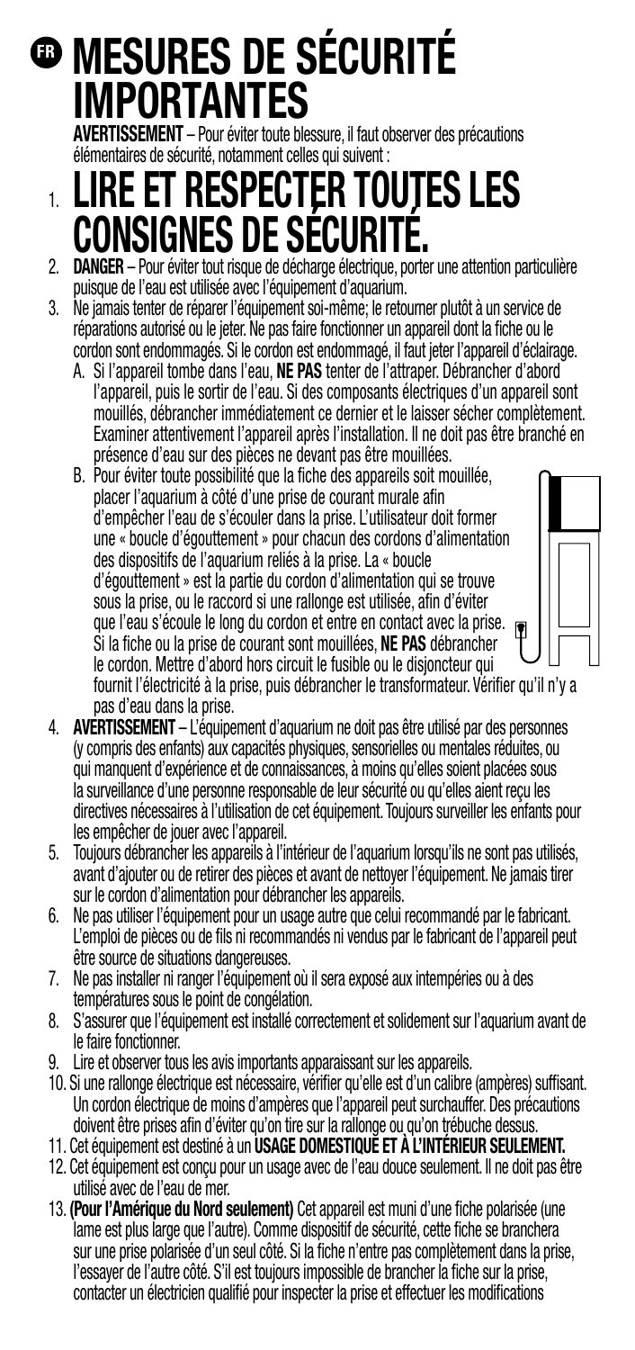# FR MESURES DE SÉCURITÉ IMPORTANTES

**AVERTISSEMENT** – Pour éviter toute blessure, il faut observer des précautions élémentaires de sécurité, notamment celles qui suivent :

## 1. LIRE ET RESPECTER TOUTES LES CONSIGNES DE SÉCURITÉ.

2. **DANGER** – Pour éviter tout risque de décharge électrique, porter une attention particulière puisque de l'eau est utilisée avec l'équipement d'aquarium.
3. Ne jamais tenter de réparer l'équipement soi-même; le retourner plutôt à un service de réparations autorisé ou le jeter. Ne pas faire fonctionner un appareil dont la fiche ou le cordon sont endommagés. Si le cordon est endommagé, il faut jeter l'appareil d'éclairage.
   A. Si l'appareil tombe dans l'eau, **NE PAS** tenter de l'attraper. Débrancher d'abord l'appareil, puis le sortir de l'eau. Si des composants électriques d'un appareil sont mouillés, débrancher immédiatement ce dernier et le laisser sécher complètement. Examiner attentivement l'appareil après l'installation. Il ne doit pas être branché en présence d'eau sur des pièces ne devant pas être mouillées.
   B. Pour éviter toute possibilité que la fiche des appareils soit mouillée, placer l'aquarium à côté d'une prise de courant murale afin d'empêcher l'eau de s'écouler dans la prise. L'utilisateur doit former une « boucle d'égouttement » pour chacun des cordons d'alimentation des dispositifs de l'aquarium reliés à la prise. La « boucle d'égouttement » est la partie du cordon d'alimentation qui se trouve sous la prise, ou le raccord si une rallonge est utilisée, afin d'éviter que l'eau s'écoule le long du cordon et entre en contact avec la prise. Si la fiche ou la prise de courant sont mouillées, **NE PAS** débrancher le cordon. Mettre d'abord hors circuit le fusible ou le disjoncteur qui fournit l'électricité à la prise, puis débrancher le transformateur. Vérifier qu'il n'y a pas d'eau dans la prise.
4. **AVERTISSEMENT** – L'équipement d'aquarium ne doit pas être utilisé par des personnes (y compris des enfants) aux capacités physiques, sensorielles ou mentales réduites, ou qui manquent d'expérience et de connaissances, à moins qu'elles soient placées sous la surveillance d'une personne responsable de leur sécurité ou qu'elles aient reçu les directives nécessaires à l'utilisation de cet équipement. Toujours surveiller les enfants pour les empêcher de jouer avec l'appareil.
5. Toujours débrancher les appareils à l'intérieur de l'aquarium lorsqu'ils ne sont pas utilisés, avant d'ajouter ou de retirer des pièces et avant de nettoyer l'équipement. Ne jamais tirer sur le cordon d'alimentation pour débrancher les appareils.
6. Ne pas utiliser l'équipement pour un usage autre que celui recommandé par le fabricant. L'emploi de pièces ou de fils ni recommandés ni vendus par le fabricant de l'appareil peut être source de situations dangereuses.
7. Ne pas installer ni ranger l'équipement où il sera exposé aux intempéries ou à des températures sous le point de congélation.
8. S'assurer que l'équipement est installé correctement et solidement sur l'aquarium avant de le faire fonctionner.
9. Lire et observer tous les avis importants apparaissant sur les appareils.
10. Si une rallonge électrique est nécessaire, vérifier qu'elle est d'un calibre (ampères) suffisant. Un cordon électrique de moins d'ampères que l'appareil peut surchauffer. Des précautions doivent être prises afin d'éviter qu'on tire sur la rallonge ou qu'on trébuche dessus.
11. Cet équipement est destiné à un **USAGE DOMESTIQUE ET À L'INTÉRIEUR SEULEMENT.**
12. Cet équipement est conçu pour un usage avec de l'eau douce seulement. Il ne doit pas être utilisé avec de l'eau de mer.
13. **(Pour l'Amérique du Nord seulement)** Cet appareil est muni d'une fiche polarisée (une lame est plus large que l'autre). Comme dispositif de sécurité, cette fiche se branchera sur une prise polarisée d'un seul côté. Si la fiche n'entre pas complètement dans la prise, l'essayer de l'autre côté. S'il est toujours impossible de brancher la fiche sur la prise, contacter un électricien qualifié pour inspecter la prise et effectuer les modifications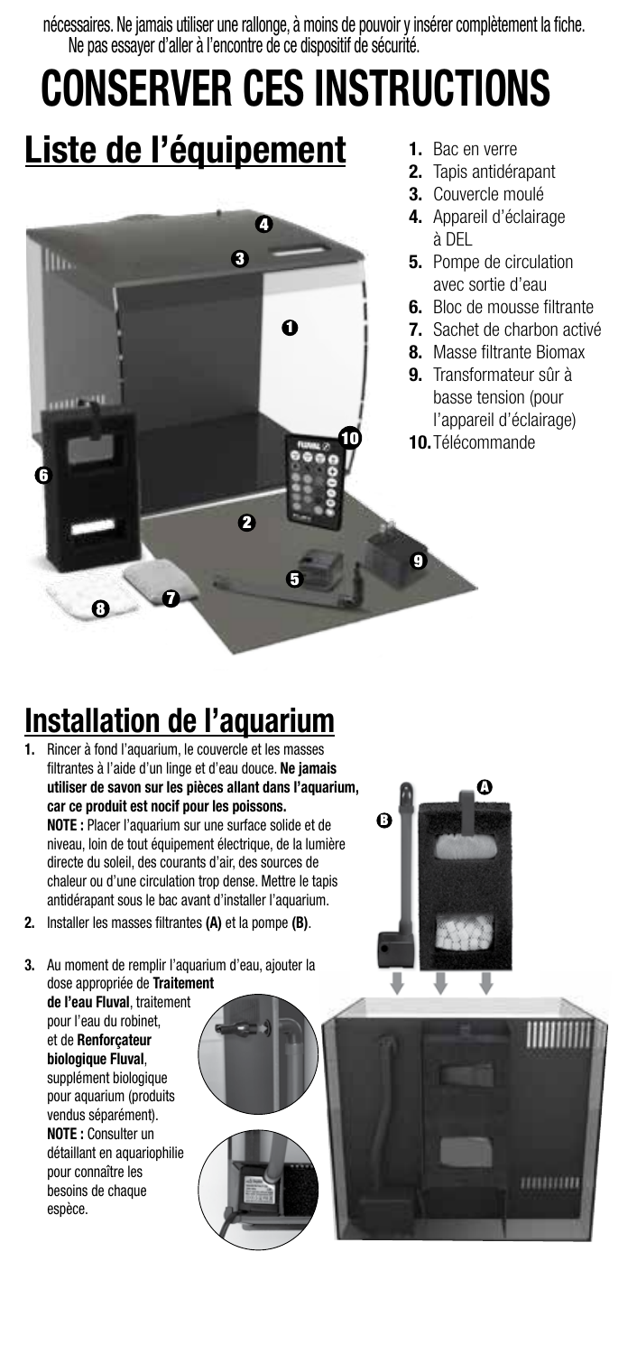nécessaires. Ne jamais utiliser une rallonge, à moins de pouvoir y insérer complètement la fiche. Ne pas essayer d'aller à l'encontre de ce dispositif de sécurité.

# CONSERVER CES INSTRUCTIONS

## Liste de l'équipement

1. Bac en verre
2. Tapis antidérapant
3. Couvercle moulé
4. Appareil d'éclairage à DEL
5. Pompe de circulation avec sortie d'eau
6. Bloc de mousse filtrante
7. Sachet de charbon activé
8. Masse filtrante Biomax
9. Transformateur sûr à basse tension (pour l'appareil d'éclairage)
10. Télécommande

## Installation de l'aquarium

1. Rincer à fond l'aquarium, le couvercle et les masses filtrantes à l'aide d'un linge et d'eau douce. **Ne jamais utiliser de savon sur les pièces allant dans l'aquarium, car ce produit est nocif pour les poissons.**
   **NOTE :** Placer l'aquarium sur une surface solide et de niveau, loin de tout équipement électrique, de la lumière directe du soleil, des courants d'air, des sources de chaleur ou d'une circulation trop dense. Mettre le tapis antidérapant sous le bac avant d'installer l'aquarium.
2. Installer les masses filtrantes **(A)** et la pompe **(B)**.
3. Au moment de remplir l'aquarium d'eau, ajouter la dose appropriée de **Traitement de l'eau Fluval**, traitement pour l'eau du robinet, et de **Renforçateur biologique Fluval**, supplément biologique pour aquarium (produits vendus séparément).
   **NOTE :** Consulter un détaillant en aquariophilie pour connaître les besoins de chaque espèce.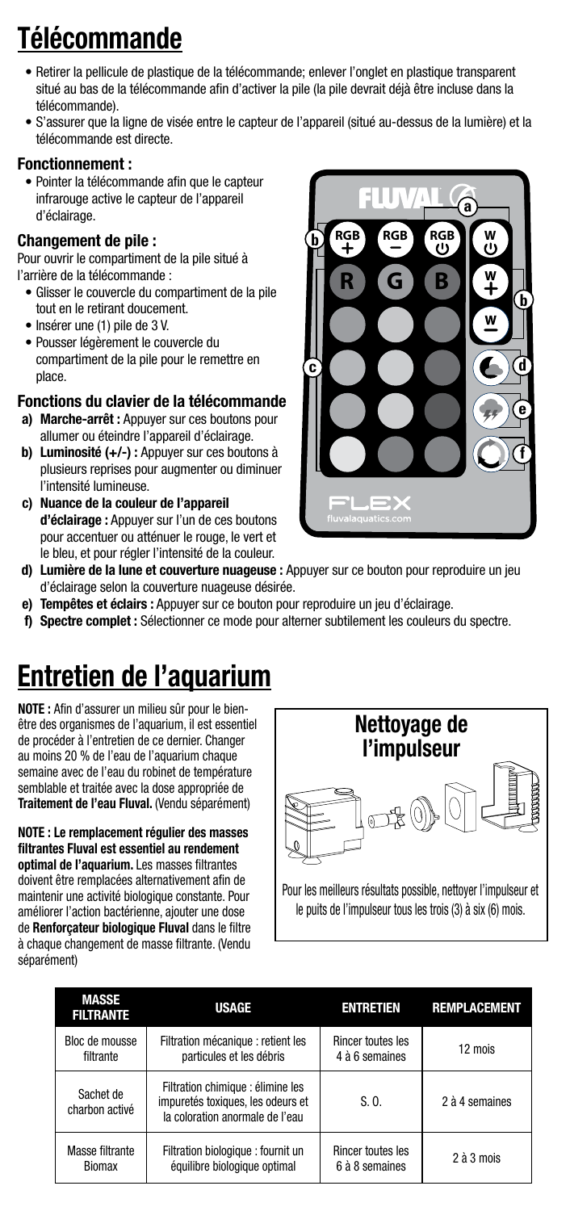# Télécommande

- Retirer la pellicule de plastique de la télécommande; enlever l'onglet en plastique transparent situé au bas de la télécommande afin d'activer la pile (la pile devrait déjà être incluse dans la télécommande).
- S'assurer que la ligne de visée entre le capteur de l'appareil (situé au-dessus de la lumière) et la télécommande est directe.

### Fonctionnement :

- Pointer la télécommande afin que le capteur infrarouge active le capteur de l'appareil d'éclairage.

### Changement de pile :

Pour ouvrir le compartiment de la pile situé à l'arrière de la télécommande :

- Glisser le couvercle du compartiment de la pile tout en le retirant doucement.
- Insérer une (1) pile de 3 V.
- Pousser légèrement le couvercle du compartiment de la pile pour le remettre en place.

### Fonctions du clavier de la télécommande

a) **Marche-arrêt :** Appuyer sur ces boutons pour allumer ou éteindre l'appareil d'éclairage.
b) **Luminosité (+/-) :** Appuyer sur ces boutons à plusieurs reprises pour augmenter ou diminuer l'intensité lumineuse.
c) **Nuance de la couleur de l'appareil d'éclairage :** Appuyer sur l'un de ces boutons pour accentuer ou atténuer le rouge, le vert et le bleu, et pour régler l'intensité de la couleur.
d) **Lumière de la lune et couverture nuageuse :** Appuyer sur ce bouton pour reproduire un jeu d'éclairage selon la couverture nuageuse désirée.
e) **Tempêtes et éclairs :** Appuyer sur ce bouton pour reproduire un jeu d'éclairage.
f) **Spectre complet :** Sélectionner ce mode pour alterner subtilement les couleurs du spectre.

# Entretien de l'aquarium

**NOTE :** Afin d'assurer un milieu sûr pour le bien-être des organismes de l'aquarium, il est essentiel de procéder à l'entretien de ce dernier. Changer au moins 20 % de l'eau de l'aquarium chaque semaine avec de l'eau du robinet de température semblable et traitée avec la dose appropriée de **Traitement de l'eau Fluval.** (Vendu séparément)

**NOTE : Le remplacement régulier des masses filtrantes Fluval est essentiel au rendement optimal de l'aquarium.** Les masses filtrantes doivent être remplacées alternativement afin de maintenir une activité biologique constante. Pour améliorer l'action bactérienne, ajouter une dose de **Renforçateur biologique Fluval** dans le filtre à chaque changement de masse filtrante. (Vendu séparément)

### Nettoyage de l'impulseur

Pour les meilleurs résultats possible, nettoyer l'impulseur et le puits de l'impulseur tous les trois (3) à six (6) mois.

| MASSE FILTRANTE | USAGE | ENTRETIEN | REMPLACEMENT |
|---|---|---|---|
| Bloc de mousse filtrante | Filtration mécanique : retient les particules et les débris | Rincer toutes les 4 à 6 semaines | 12 mois |
| Sachet de charbon activé | Filtration chimique : élimine les impuretés toxiques, les odeurs et la coloration anormale de l'eau | S. O. | 2 à 4 semaines |
| Masse filtrante Biomax | Filtration biologique : fournit un équilibre biologique optimal | Rincer toutes les 6 à 8 semaines | 2 à 3 mois |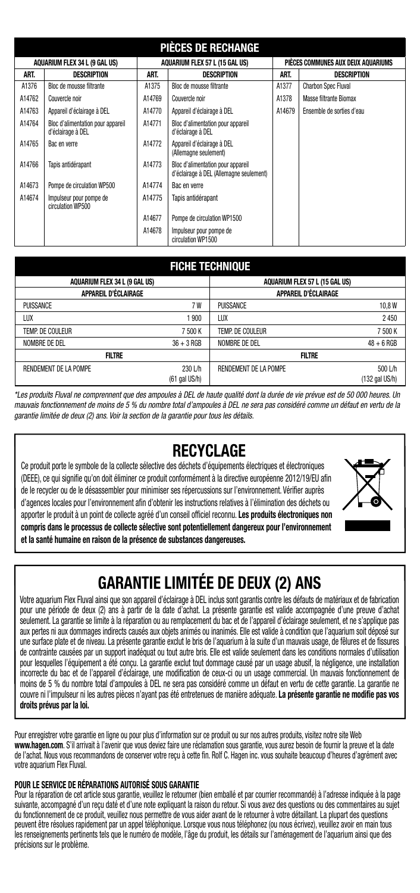## PIÈCES DE RECHANGE

| AQUARIUM FLEX 34 L (9 GAL US) | | AQUARIUM FLEX 57 L (15 GAL US) | | PIÈCES COMMUNES AUX DEUX AQUARIUMS | |
|---|---|---|---|---|---|
| ART. | DESCRIPTION | ART. | DESCRIPTION | ART. | DESCRIPTION |
| A1376 | Bloc de mousse filtrante | A1375 | Bloc de mousse filtrante | A1377 | Charbon Spec Fluval |
| A14762 | Couvercle noir | A14769 | Couvercle noir | A1378 | Masse filtrante Biomax |
| A14763 | Appareil d'éclairage à DEL | A14770 | Appareil d'éclairage à DEL | A14679 | Ensemble de sorties d'eau |
| A14764 | Bloc d'alimentation pour appareil d'éclairage à DEL | A14771 | Bloc d'alimentation pour appareil d'éclairage à DEL | | |
| A14765 | Bac en verre | A14772 | Appareil d'éclairage à DEL (Allemagne seulement) | | |
| A14766 | Tapis antidérapant | A14773 | Bloc d'alimentation pour appareil d'éclairage à DEL (Allemagne seulement) | | |
| A14673 | Pompe de circulation WP500 | A14774 | Bac en verre | | |
| A14674 | Impulseur pour pompe de circulation WP500 | A14775 | Tapis antidérapant | | |
| | | A14677 | Pompe de circulation WP1500 | | |
| | | A14678 | Impulseur pour pompe de circulation WP1500 | | |

## FICHE TECHNIQUE

| AQUARIUM FLEX 34 L (9 GAL US) | | AQUARIUM FLEX 57 L (15 GAL US) | |
|---|---|---|---|
| **APPAREIL D'ÉCLAIRAGE** | | **APPAREIL D'ÉCLAIRAGE** | |
| PUISSANCE | 7 W | PUISSANCE | 10,8 W |
| LUX | 1 900 | LUX | 2 450 |
| TEMP. DE COULEUR | 7 500 K | TEMP. DE COULEUR | 7 500 K |
| NOMBRE DE DEL | 36 + 3 RGB | NOMBRE DE DEL | 48 + 6 RGB |
| **FILTRE** | | **FILTRE** | |
| RENDEMENT DE LA POMPE | 230 L/h (61 gal US/h) | RENDEMENT DE LA POMPE | 500 L/h (132 gal US/h) |

*\*Les produits Fluval ne comprennent que des ampoules à DEL de haute qualité dont la durée de vie prévue est de 50 000 heures. Un mauvais fonctionnement de moins de 5 % du nombre total d'ampoules à DEL ne sera pas considéré comme un défaut en vertu de la garantie limitée de deux (2) ans. Voir la section de la garantie pour tous les détails.*

## RECYCLAGE

Ce produit porte le symbole de la collecte sélective des déchets d'équipements électriques et électroniques (DEEE), ce qui signifie qu'on doit éliminer ce produit conformément à la directive européenne 2012/19/EU afin de le recycler ou de le désassembler pour minimiser ses répercussions sur l'environnement. Vérifier auprès d'agences locales pour l'environnement afin d'obtenir les instructions relatives à l'élimination des déchets ou apporter le produit à un point de collecte agréé d'un conseil officiel reconnu. **Les produits électroniques non compris dans le processus de collecte sélective sont potentiellement dangereux pour l'environnement et la santé humaine en raison de la présence de substances dangereuses.**

## GARANTIE LIMITÉE DE DEUX (2) ANS

Votre aquarium Flex Fluval ainsi que son appareil d'éclairage à DEL inclus sont garantis contre les défauts de matériaux et de fabrication pour une période de deux (2) ans à partir de la date d'achat. La présente garantie est valide accompagnée d'une preuve d'achat seulement. La garantie se limite à la réparation ou au remplacement du bac et de l'appareil d'éclairage seulement, et ne s'applique pas aux pertes ni aux dommages indirects causés aux objets animés ou inanimés. Elle est valide à condition que l'aquarium soit déposé sur une surface plate et de niveau. La présente garantie exclut le bris de l'aquarium à la suite d'un mauvais usage, de fêlures et de fissures de contrainte causées par un support inadéquat ou tout autre bris. Elle est valide seulement dans les conditions normales d'utilisation pour lesquelles l'équipement a été conçu. La garantie exclut tout dommage causé par un usage abusif, la négligence, une installation incorrecte du bac et de l'appareil d'éclairage, une modification de ceux-ci ou un usage commercial. Un mauvais fonctionnement de moins de 5 % du nombre total d'ampoules à DEL ne sera pas considéré comme un défaut en vertu de cette garantie. La garantie ne couvre ni l'impulseur ni les autres pièces n'ayant pas été entretenues de manière adéquate. **La présente garantie ne modifie pas vos droits prévus par la loi.**

Pour enregistrer votre garantie en ligne ou pour plus d'information sur ce produit ou sur nos autres produits, visitez notre site Web **www.hagen.com**. S'il arrivait à l'avenir que vous deviez faire une réclamation sous garantie, vous aurez besoin de fournir la preuve et la date de l'achat. Nous vous recommandons de conserver votre reçu à cette fin. Rolf C. Hagen inc. vous souhaite beaucoup d'heures d'agrément avec votre aquarium Flex Fluval.

### POUR LE SERVICE DE RÉPARATIONS AUTORISÉ SOUS GARANTIE

Pour la réparation de cet article sous garantie, veuillez le retourner (bien emballé et par courrier recommandé) à l'adresse indiquée à la page suivante, accompagné d'un reçu daté et d'une note expliquant la raison du retour. Si vous avez des questions ou des commentaires au sujet du fonctionnement de ce produit, veuillez nous permettre de vous aider avant de le retourner à votre détaillant. La plupart des questions peuvent être résolues rapidement par un appel téléphonique. Lorsque vous nous téléphonez (ou nous écrivez), veuillez avoir en main tous les renseignements pertinents tels que le numéro de modèle, l'âge du produit, les détails sur l'aménagement de l'aquarium ainsi que des précisions sur le problème.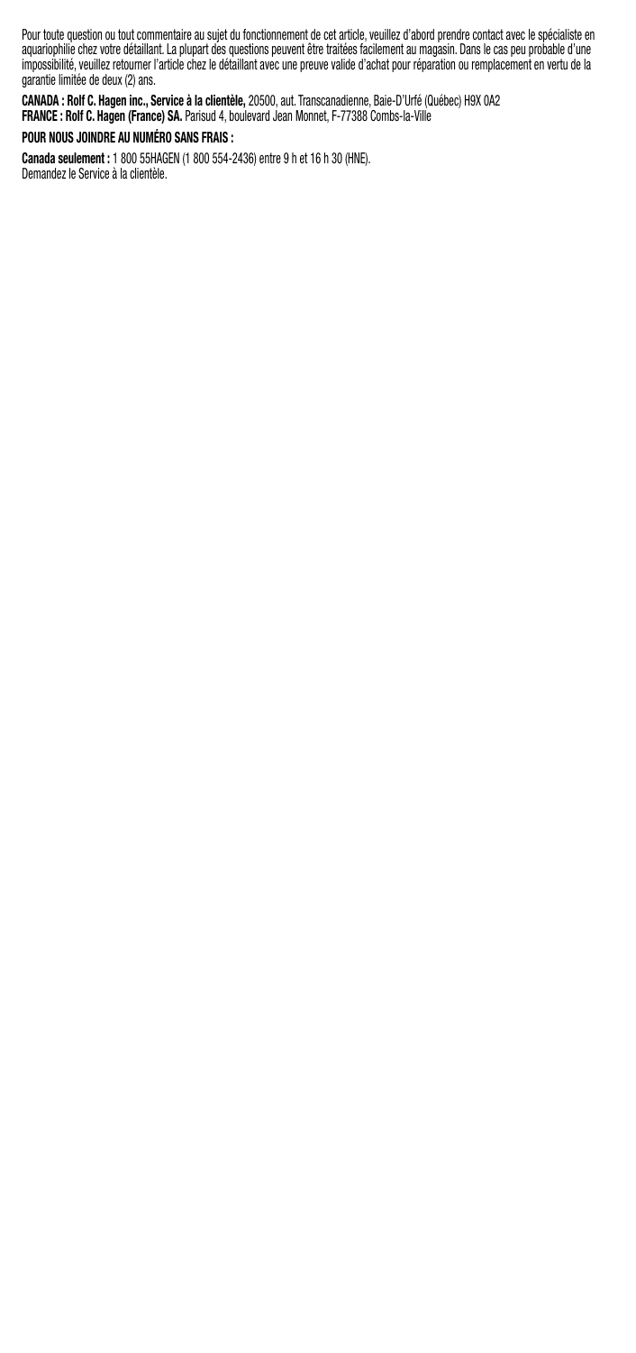Pour toute question ou tout commentaire au sujet du fonctionnement de cet article, veuillez d'abord prendre contact avec le spécialiste en aquariophilie chez votre détaillant. La plupart des questions peuvent être traitées facilement au magasin. Dans le cas peu probable d'une impossibilité, veuillez retourner l'article chez le détaillant avec une preuve valide d'achat pour réparation ou remplacement en vertu de la garantie limitée de deux (2) ans.

**CANADA : Rolf C. Hagen inc., Service à la clientèle,** 20500, aut. Transcanadienne, Baie-D'Urfé (Québec) H9X 0A2
**FRANCE : Rolf C. Hagen (France) SA.** Parisud 4, boulevard Jean Monnet, F-77388 Combs-la-Ville

**POUR NOUS JOINDRE AU NUMÉRO SANS FRAIS :**

**Canada seulement :** 1 800 55HAGEN (1 800 554-2436) entre 9 h et 16 h 30 (HNE).
Demandez le Service à la clientèle.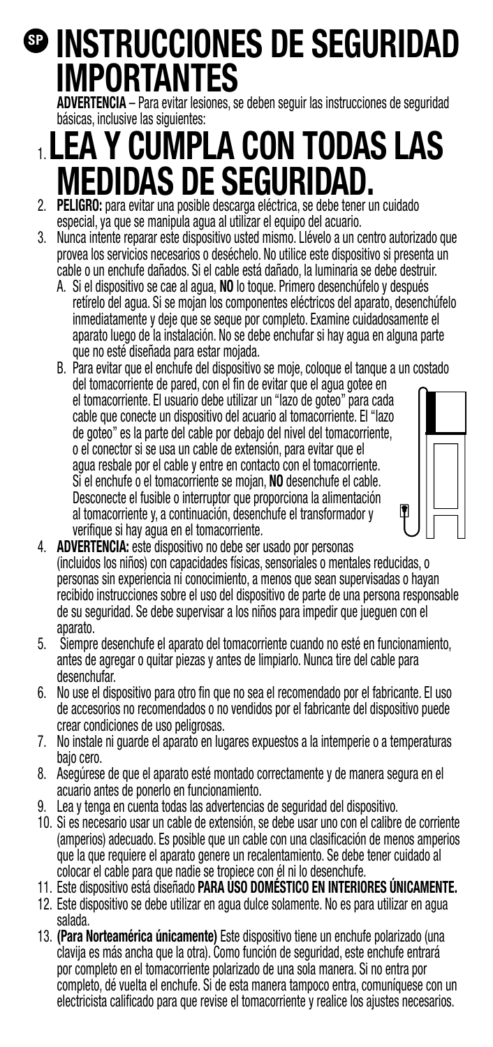# SP INSTRUCCIONES DE SEGURIDAD IMPORTANTES

**ADVERTENCIA** – Para evitar lesiones, se deben seguir las instrucciones de seguridad básicas, inclusive las siguientes:

1. **LEA Y CUMPLA CON TODAS LAS MEDIDAS DE SEGURIDAD.**
2. **PELIGRO:** para evitar una posible descarga eléctrica, se debe tener un cuidado especial, ya que se manipula agua al utilizar el equipo del acuario.
3. Nunca intente reparar este dispositivo usted mismo. Llévelo a un centro autorizado que provea los servicios necesarios o deséchelo. No utilice este dispositivo si presenta un cable o un enchufe dañados. Si el cable está dañado, la luminaria se debe destruir.
   - A. Si el dispositivo se cae al agua, **NO** lo toque. Primero desenchúfelo y después retírelo del agua. Si se mojan los componentes eléctricos del aparato, desenchúfelo inmediatamente y deje que se seque por completo. Examine cuidadosamente el aparato luego de la instalación. No se debe enchufar si hay agua en alguna parte que no esté diseñada para estar mojada.
   - B. Para evitar que el enchufe del dispositivo se moje, coloque el tanque a un costado del tomacorriente de pared, con el fin de evitar que el agua gotee en el tomacorriente. El usuario debe utilizar un "lazo de goteo" para cada cable que conecte un dispositivo del acuario al tomacorriente. El "lazo de goteo" es la parte del cable por debajo del nivel del tomacorriente, o el conector si se usa un cable de extensión, para evitar que el agua resbale por el cable y entre en contacto con el tomacorriente. Si el enchufe o el tomacorriente se mojan, **NO** desenchufe el cable. Desconecte el fusible o interruptor que proporciona la alimentación al tomacorriente y, a continuación, desenchufe el transformador y verifique si hay agua en el tomacorriente.
4. **ADVERTENCIA:** este dispositivo no debe ser usado por personas (incluidos los niños) con capacidades físicas, sensoriales o mentales reducidas, o personas sin experiencia ni conocimiento, a menos que sean supervisadas o hayan recibido instrucciones sobre el uso del dispositivo de parte de una persona responsable de su seguridad. Se debe supervisar a los niños para impedir que jueguen con el aparato.
5. Siempre desenchufe el aparato del tomacorriente cuando no esté en funcionamiento, antes de agregar o quitar piezas y antes de limpiarlo. Nunca tire del cable para desenchufar.
6. No use el dispositivo para otro fin que no sea el recomendado por el fabricante. El uso de accesorios no recomendados o no vendidos por el fabricante del dispositivo puede crear condiciones de uso peligrosas.
7. No instale ni guarde el aparato en lugares expuestos a la intemperie o a temperaturas bajo cero.
8. Asegúrese de que el aparato esté montado correctamente y de manera segura en el acuario antes de ponerlo en funcionamiento.
9. Lea y tenga en cuenta todas las advertencias de seguridad del dispositivo.
10. Si es necesario usar un cable de extensión, se debe usar uno con el calibre de corriente (amperios) adecuado. Es posible que un cable con una clasificación de menos amperios que la que requiere el aparato genere un recalentamiento. Se debe tener cuidado al colocar el cable para que nadie se tropiece con él ni lo desenchufe.
11. Este dispositivo está diseñado **PARA USO DOMÉSTICO EN INTERIORES ÚNICAMENTE.**
12. Este dispositivo se debe utilizar en agua dulce solamente. No es para utilizar en agua salada.
13. **(Para Norteamérica únicamente)** Este dispositivo tiene un enchufe polarizado (una clavija es más ancha que la otra). Como función de seguridad, este enchufe entrará por completo en el tomacorriente polarizado de una sola manera. Si no entra por completo, dé vuelta el enchufe. Si de esta manera tampoco entra, comuníquese con un electricista calificado para que revise el tomacorriente y realice los ajustes necesarios.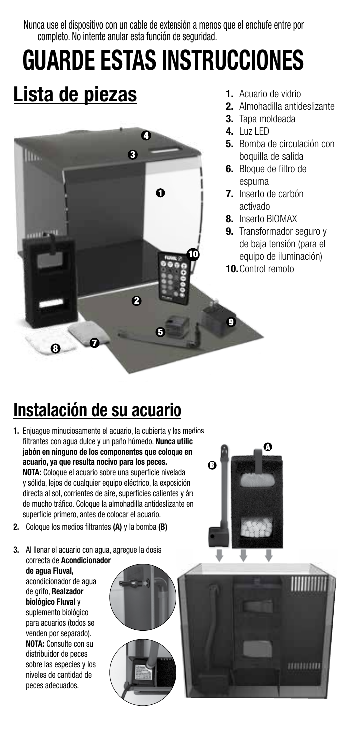Nunca use el dispositivo con un cable de extensión a menos que el enchufe entre por completo. No intente anular esta función de seguridad.

# GUARDE ESTAS INSTRUCCIONES

## Lista de piezas

1. Acuario de vidrio
2. Almohadilla antideslizante
3. Tapa moldeada
4. Luz LED
5. Bomba de circulación con boquilla de salida
6. Bloque de filtro de espuma
7. Inserto de carbón activado
8. Inserto BIOMAX
9. Transformador seguro y de baja tensión (para el equipo de iluminación)
10. Control remoto

## Instalación de su acuario

1. Enjuague minuciosamente el acuario, la cubierta y los medios filtrantes con agua dulce y un paño húmedo. **Nunca utilice jabón en ninguno de los componentes que coloque en acuario, ya que resulta nocivo para los peces.**
   **NOTA:** Coloque el acuario sobre una superficie nivelada y sólida, lejos de cualquier equipo eléctrico, la exposición directa al sol, corrientes de aire, superficies calientes y áreas de mucho tráfico. Coloque la almohadilla antideslizante en superficie primero, antes de colocar el acuario.
2. Coloque los medios filtrantes **(A)** y la bomba **(B)**
3. Al llenar el acuario con agua, agregue la dosis correcta de **Acondicionador de agua Fluval,** acondicionador de agua de grifo, **Realzador biológico Fluval** y suplemento biológico para acuarios (todos se venden por separado).
   **NOTA:** Consulte con su distribuidor de peces sobre las especies y los niveles de cantidad de peces adecuados.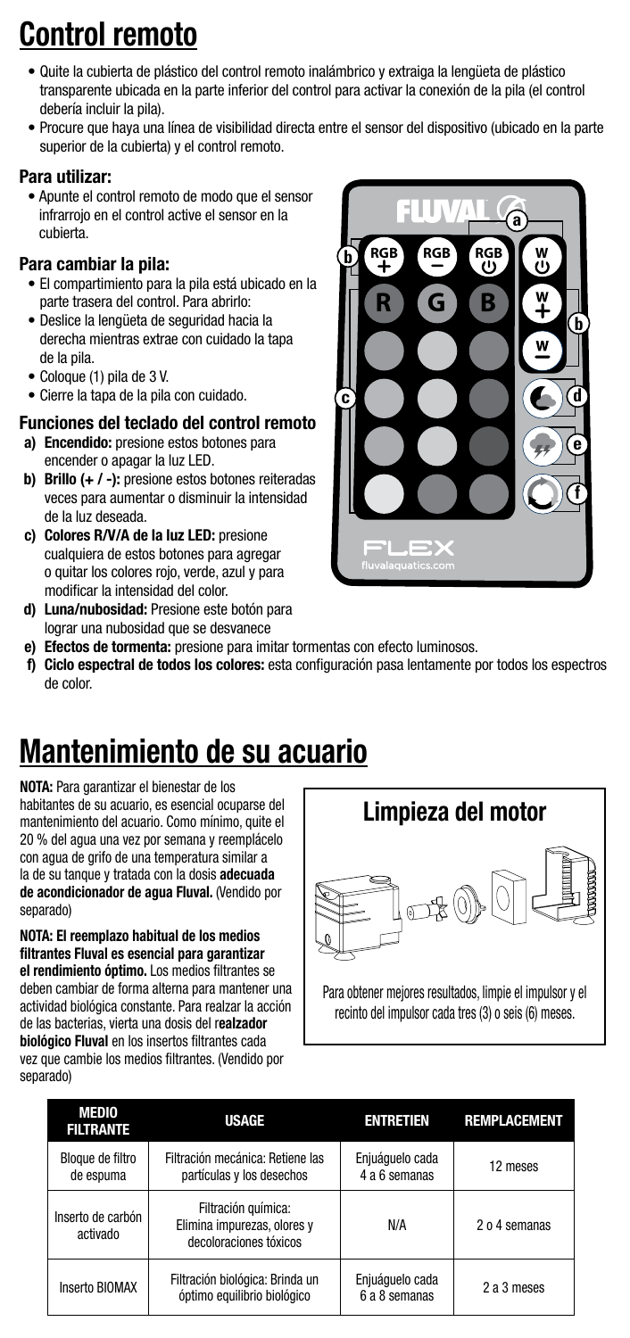# Control remoto

- Quite la cubierta de plástico del control remoto inalámbrico y extraiga la lengüeta de plástico transparente ubicada en la parte inferior del control para activar la conexión de la pila (el control debería incluir la pila).
- Procure que haya una línea de visibilidad directa entre el sensor del dispositivo (ubicado en la parte superior de la cubierta) y el control remoto.

### Para utilizar:

- Apunte el control remoto de modo que el sensor infrarrojo en el control active el sensor en la cubierta.

### Para cambiar la pila:

- El compartimiento para la pila está ubicado en la parte trasera del control. Para abrirlo:
- Deslice la lengüeta de seguridad hacia la derecha mientras extrae con cuidado la tapa de la pila.
- Coloque (1) pila de 3 V.
- Cierre la tapa de la pila con cuidado.

### Funciones del teclado del control remoto

- **a) Encendido:** presione estos botones para encender o apagar la luz LED.
- **b) Brillo (+ / -):** presione estos botones reiteradas veces para aumentar o disminuir la intensidad de la luz deseada.
- **c) Colores R/V/A de la luz LED:** presione cualquiera de estos botones para agregar o quitar los colores rojo, verde, azul y para modificar la intensidad del color.
- **d) Luna/nubosidad:** Presione este botón para lograr una nubosidad que se desvanece
- **e) Efectos de tormenta:** presione para imitar tormentas con efecto luminosos.
- **f) Ciclo espectral de todos los colores:** esta configuración pasa lentamente por todos los espectros de color.

# Mantenimiento de su acuario

**NOTA:** Para garantizar el bienestar de los habitantes de su acuario, es esencial ocuparse del mantenimiento del acuario. Como mínimo, quite el 20 % del agua una vez por semana y reemplácelo con agua de grifo de una temperatura similar a la de su tanque y tratada con la dosis **adecuada de acondicionador de agua Fluval.** (Vendido por separado)

**NOTA: El reemplazo habitual de los medios filtrantes Fluval es esencial para garantizar el rendimiento óptimo.** Los medios filtrantes se deben cambiar de forma alterna para mantener una actividad biológica constante. Para realzar la acción de las bacterias, vierta una dosis del r**ealzador biológico Fluval** en los insertos filtrantes cada vez que cambie los medios filtrantes. (Vendido por separado)

## Limpieza del motor

Para obtener mejores resultados, limpie el impulsor y el recinto del impulsor cada tres (3) o seis (6) meses.

| MEDIO FILTRANTE | USAGE | ENTRETIEN | REMPLACEMENT |
|---|---|---|---|
| Bloque de filtro de espuma | Filtración mecánica: Retiene las partículas y los desechos | Enjuáguelo cada 4 a 6 semanas | 12 meses |
| Inserto de carbón activado | Filtración química: Elimina impurezas, olores y decoloraciones tóxicos | N/A | 2 o 4 semanas |
| Inserto BIOMAX | Filtración biológica: Brinda un óptimo equilibrio biológico | Enjuáguelo cada 6 a 8 semanas | 2 a 3 meses |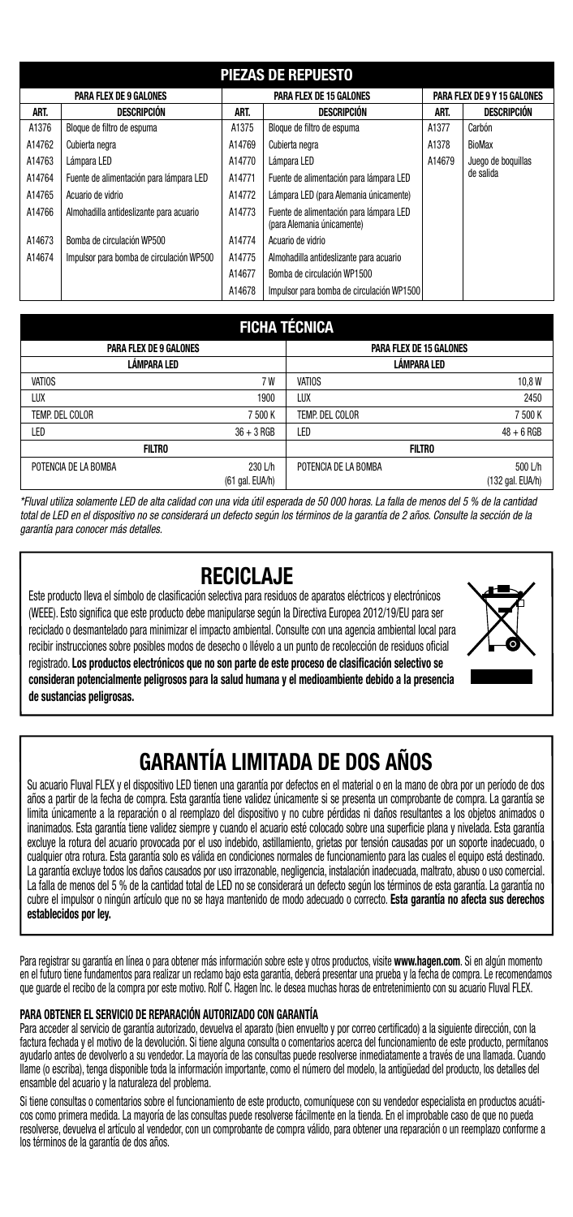## PIEZAS DE REPUESTO

| PARA FLEX DE 9 GALONES | | PARA FLEX DE 15 GALONES | | PARA FLEX DE 9 Y 15 GALONES | |
|---|---|---|---|---|---|
| **ART.** | **DESCRIPCIÓN** | **ART.** | **DESCRIPCIÓN** | **ART.** | **DESCRIPCIÓN** |
| A1376 | Bloque de filtro de espuma | A1375 | Bloque de filtro de espuma | A1377 | Carbón |
| A14762 | Cubierta negra | A14769 | Cubierta negra | A1378 | BioMax |
| A14763 | Lámpara LED | A14770 | Lámpara LED | A14679 | Juego de boquillas de salida |
| A14764 | Fuente de alimentación para lámpara LED | A14771 | Fuente de alimentación para lámpara LED | | |
| A14765 | Acuario de vidrio | A14772 | Lámpara LED (para Alemania únicamente) | | |
| A14766 | Almohadilla antideslizante para acuario | A14773 | Fuente de alimentación para lámpara LED (para Alemania únicamente) | | |
| A14673 | Bomba de circulación WP500 | A14774 | Acuario de vidrio | | |
| A14674 | Impulsor para bomba de circulación WP500 | A14775 | Almohadilla antideslizante para acuario | | |
| | | A14677 | Bomba de circulación WP1500 | | |
| | | A14678 | Impulsor para bomba de circulación WP1500 | | |

## FICHA TÉCNICA

| PARA FLEX DE 9 GALONES | | PARA FLEX DE 15 GALONES | |
|---|---|---|---|
| **LÁMPARA LED** | | **LÁMPARA LED** | |
| VATIOS | 7 W | VATIOS | 10,8 W |
| LUX | 1900 | LUX | 2450 |
| TEMP. DEL COLOR | 7 500 K | TEMP. DEL COLOR | 7 500 K |
| LED | 36 + 3 RGB | LED | 48 + 6 RGB |
| **FILTRO** | | **FILTRO** | |
| POTENCIA DE LA BOMBA | 230 L/h (61 gal. EUA/h) | POTENCIA DE LA BOMBA | 500 L/h (132 gal. EUA/h) |

*\*Fluval utiliza solamente LED de alta calidad con una vida útil esperada de 50 000 horas. La falla de menos del 5 % de la cantidad total de LED en el dispositivo no se considerará un defecto según los términos de la garantía de 2 años. Consulte la sección de la garantía para conocer más detalles.*

## RECICLAJE

Este producto lleva el símbolo de clasificación selectiva para residuos de aparatos eléctricos y electrónicos (WEEE). Esto significa que este producto debe manipularse según la Directiva Europea 2012/19/EU para ser reciclado o desmantelado para minimizar el impacto ambiental. Consulte con una agencia ambiental local para recibir instrucciones sobre posibles modos de desecho o llévelo a un punto de recolección de residuos oficial registrado. **Los productos electrónicos que no son parte de este proceso de clasificación selectivo se consideran potencialmente peligrosos para la salud humana y el medioambiente debido a la presencia de sustancias peligrosas.**

## GARANTÍA LIMITADA DE DOS AÑOS

Su acuario Fluval FLEX y el dispositivo LED tienen una garantía por defectos en el material o en la mano de obra por un período de dos años a partir de la fecha de compra. Esta garantía tiene validez únicamente si se presenta un comprobante de compra. La garantía se limita únicamente a la reparación o al reemplazo del dispositivo y no cubre pérdidas ni daños resultantes a los objetos animados o inanimados. Esta garantía tiene validez siempre y cuando el acuario esté colocado sobre una superficie plana y nivelada. Esta garantía excluye la rotura del acuario provocada por el uso indebido, astillamiento, grietas por tensión causadas por un soporte inadecuado, o cualquier otra rotura. Esta garantía solo es válida en condiciones normales de funcionamiento para las cuales el equipo está destinado. La garantía excluye todos los daños causados por uso irrazonable, negligencia, instalación inadecuada, maltrato, abuso o uso comercial. La falla de menos del 5 % de la cantidad total de LED no se considerará un defecto según los términos de esta garantía. La garantía no cubre el impulsor o ningún artículo que no se haya mantenido de modo adecuado o correcto. **Esta garantía no afecta sus derechos establecidos por ley.**

Para registrar su garantía en línea o para obtener más información sobre este y otros productos, visite **www.hagen.com**. Si en algún momento en el futuro tiene fundamentos para realizar un reclamo bajo esta garantía, deberá presentar una prueba y la fecha de compra. Le recomendamos que guarde el recibo de la compra por este motivo. Rolf C. Hagen Inc. le desea muchas horas de entretenimiento con su acuario Fluval FLEX.

**PARA OBTENER EL SERVICIO DE REPARACIÓN AUTORIZADO CON GARANTÍA**

Para acceder al servicio de garantía autorizado, devuelva el aparato (bien envuelto y por correo certificado) a la siguiente dirección, con la factura fechada y el motivo de la devolución. Si tiene alguna consulta o comentarios acerca del funcionamiento de este producto, permítanos ayudarlo antes de devolverlo a su vendedor. La mayoría de las consultas puede resolverse inmediatamente a través de una llamada. Cuando llame (o escriba), tenga disponible toda la información importante, como el número del modelo, la antigüedad del producto, los detalles del ensamble del acuario y la naturaleza del problema.

Si tiene consultas o comentarios sobre el funcionamiento de este producto, comuníquese con su vendedor especialista en productos acuáticos como primera medida. La mayoría de las consultas puede resolverse fácilmente en la tienda. En el improbable caso de que no pueda resolverse, devuelva el artículo al vendedor, con un comprobante de compra válido, para obtener una reparación o un reemplazo conforme a los términos de la garantía de dos años.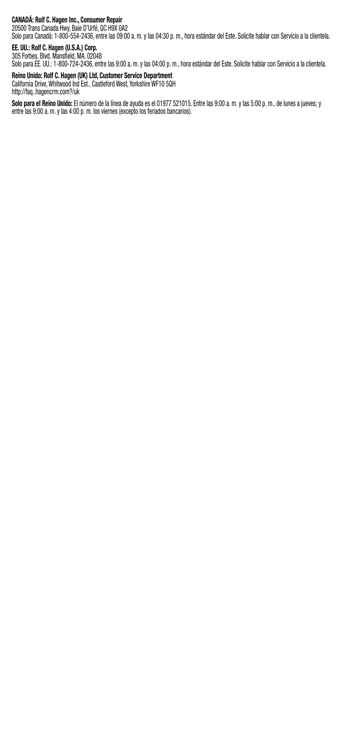**CANADÁ: Rolf C. Hagen Inc., Consumer Repair**
20500 Trans Canada Hwy, Baie D'Urfé, QC H9X 0A2
Solo para Canadá: 1-800-554-2436, entre las 09:00 a. m. y las 04:30 p. m., hora estándar del Este. Solicite hablar con Servicio a la clientela.

**EE. UU.: Rolf C. Hagen (U.S.A.) Corp.**
305 Forbes, Blvd, Mansfield, MA. 02048
Solo para EE. UU.: 1-800-724-2436, entre las 9:00 a. m. y las 04:00 p. m., hora estándar del Este. Solicite hablar con Servicio a la clientela.

**Reino Unido: Rolf C. Hagen (UK) Ltd, Customer Service Department**
California Drive, Whitwood Ind Est., Castleford West, Yorkshire WF10 5QH
http://faq..hagencrm.com?/uk

**Solo para el Reino Unido:** El número de la línea de ayuda es el 01977 521015. Entre las 9:00 a. m. y las 5:00 p. m., de lunes a jueves; y entre las 9:00 a. m. y las 4:00 p. m. los viernes (excepto los feriados bancarios).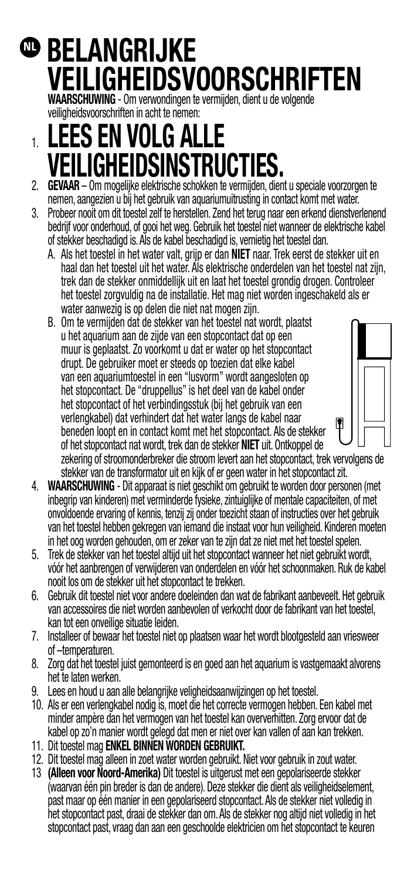# NL BELANGRIJKE VEILIGHEIDSVOORSCHRIFTEN

**WAARSCHUWING** - Om verwondingen te vermijden, dient u de volgende veiligheidsvoorschriften in acht te nemen:

1. **LEES EN VOLG ALLE VEILIGHEIDSINSTRUCTIES.**
2. **GEVAAR** – Om mogelijke elektrische schokken te vermijden, dient u speciale voorzorgen te nemen, aangezien u bij het gebruik van aquariumuitrusting in contact komt met water.
3. Probeer nooit om dit toestel zelf te herstellen. Zend het terug naar een erkend dienstverlenend bedrijf voor onderhoud, of gooi het weg. Gebruik het toestel niet wanneer de elektrische kabel of stekker beschadigd is. Als de kabel beschadigd is, vernietig het toestel dan.
   A. Als het toestel in het water valt, grijp er dan **NIET** naar. Trek eerst de stekker uit en haal dan het toestel uit het water. Als elektrische onderdelen van het toestel nat zijn, trek dan de stekker onmiddellijk uit en laat het toestel grondig drogen. Controleer het toestel zorgvuldig na de installatie. Het mag niet worden ingeschakeld als er water aanwezig is op delen die niet nat mogen zijn.
   B. Om te vermijden dat de stekker van het toestel nat wordt, plaatst u het aquarium aan de zijde van een stopcontact dat op een muur is geplaatst. Zo voorkomt u dat er water op het stopcontact drupt. De gebruiker moet er steeds op toezien dat elke kabel van een aquariumtoestel in een "lusvorm" wordt aangesloten op het stopcontact. De "druppellus" is het deel van de kabel onder het stopcontact of het verbindingsstuk (bij het gebruik van een verlengkabel) dat verhindert dat het water langs de kabel naar beneden loopt en in contact komt met het stopcontact. Als de stekker of het stopcontact nat wordt, trek dan de stekker **NIET** uit. Ontkoppel de zekering of stroomonderbreker die stroom levert aan het stopcontact, trek vervolgens de stekker van de transformator uit en kijk of er geen water in het stopcontact zit.
4. **WAARSCHUWING** - Dit apparaat is niet geschikt om gebruikt te worden door personen (met inbegrip van kinderen) met verminderde fysieke, zintuiglijke of mentale capaciteiten, of met onvoldoende ervaring of kennis, tenzij zij onder toezicht staan of instructies over het gebruik van het toestel hebben gekregen van iemand die instaat voor hun veiligheid. Kinderen moeten in het oog worden gehouden, om er zeker van te zijn dat ze niet met het toestel spelen.
5. Trek de stekker van het toestel altijd uit het stopcontact wanneer het niet gebruikt wordt, vóór het aanbrengen of verwijderen van onderdelen en vóór het schoonmaken. Ruk de kabel nooit los om de stekker uit het stopcontact te trekken.
6. Gebruik dit toestel niet voor andere doeleinden dan wat de fabrikant aanbeveelt. Het gebruik van accessoires die niet worden aanbevolen of verkocht door de fabrikant van het toestel, kan tot een onveilige situatie leiden.
7. Installeer of bewaar het toestel niet op plaatsen waar het wordt blootgesteld aan vriesweer of –temperaturen.
8. Zorg dat het toestel juist gemonteerd is en goed aan het aquarium is vastgemaakt alvorens het te laten werken.
9. Lees en houd u aan alle belangrijke veligheidsaanwijzingen op het toestel.
10. Als er een verlengkabel nodig is, moet die het correcte vermogen hebben. Een kabel met minder ampère dan het vermogen van het toestel kan oververhitten. Zorg ervoor dat de kabel op zo'n manier wordt gelegd dat men er niet over kan vallen of aan kan trekken.
11. Dit toestel mag **ENKEL BINNEN WORDEN GEBRUIKT.**
12. Dit toestel mag alleen in zoet water worden gebruikt. Niet voor gebruik in zout water.
13. **(Alleen voor Noord-Amerika)** Dit toestel is uitgerust met een gepolariseerde stekker (waarvan één pin breder is dan de andere). Deze stekker die dient als veiligheidselement, past maar op één manier in een gepolariseerd stopcontact. Als de stekker niet volledig in het stopcontact past, draai de stekker dan om. Als de stekker nog altijd niet volledig in het stopcontact past, vraag dan aan een geschoolde elektricien om het stopcontact te keuren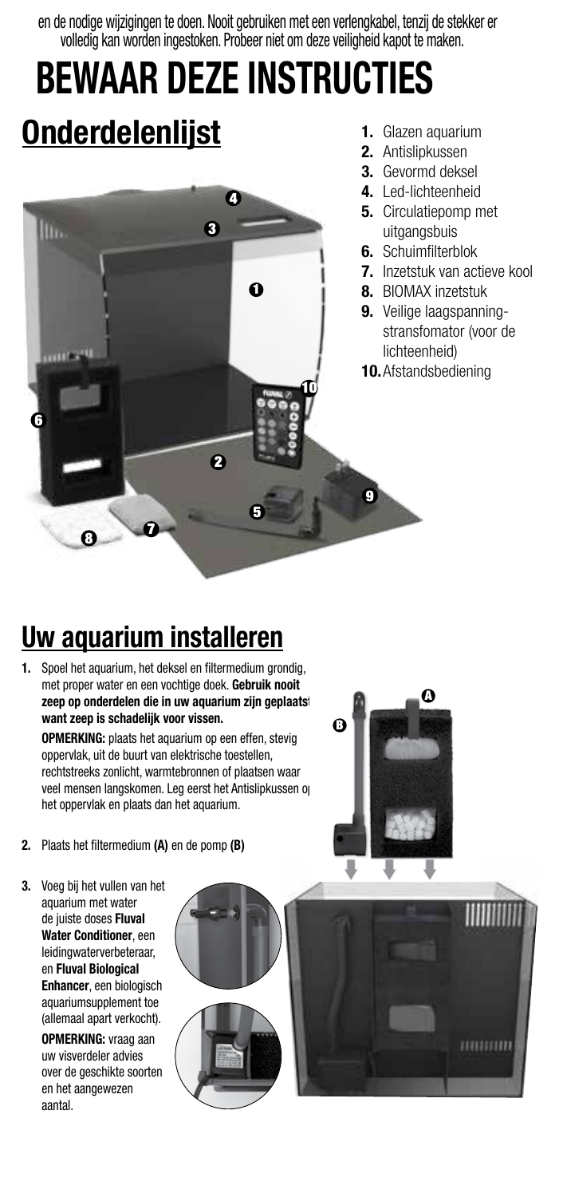en de nodige wijzigingen te doen. Nooit gebruiken met een verlengkabel, tenzij de stekker er volledig kan worden ingestoken. Probeer niet om deze veiligheid kapot te maken.

# BEWAAR DEZE INSTRUCTIES

## Onderdelenlijst

1. Glazen aquarium
2. Antislipkussen
3. Gevormd deksel
4. Led-lichteenheid
5. Circulatiepomp met uitgangsbuis
6. Schuimfilterblok
7. Inzetstuk van actieve kool
8. BIOMAX inzetstuk
9. Veilige laagspanningstransfomator (voor de lichteenheid)
10. Afstandsbediening

## Uw aquarium installeren

1. Spoel het aquarium, het deksel en filtermedium grondig, met proper water en een vochtige doek. **Gebruik nooit zeep op onderdelen die in uw aquarium zijn geplaatst want zeep is schadelijk voor vissen.**

   **OPMERKING:** plaats het aquarium op een effen, stevig oppervlak, uit de buurt van elektrische toestellen, rechtstreeks zonlicht, warmtebronnen of plaatsen waar veel mensen langskomen. Leg eerst het Antislipkussen op het oppervlak en plaats dan het aquarium.

2. Plaats het filtermedium **(A)** en de pomp **(B)**

3. Voeg bij het vullen van het aquarium met water de juiste doses **Fluval Water Conditioner**, een leidingwaterverbeteraar, en **Fluval Biological Enhancer**, een biologisch aquariumsupplement toe (allemaal apart verkocht).

   **OPMERKING:** vraag aan uw visverdeler advies over de geschikte soorten en het aangewezen aantal.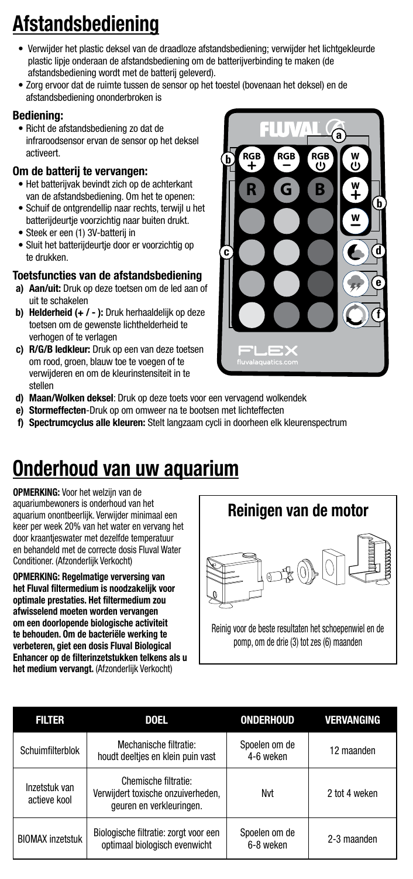# Afstandsbediening

- Verwijder het plastic deksel van de draadloze afstandsbediening; verwijder het lichtgekleurde plastic lipje onderaan de afstandsbediening om de batterijverbinding te maken (de afstandsbediening wordt met de batterij geleverd).
- Zorg ervoor dat de ruimte tussen de sensor op het toestel (bovenaan het deksel) en de afstandsbediening ononderbroken is

### Bediening:

- Richt de afstandsbediening zo dat de infraroodsensor ervan de sensor op het deksel activeert.

### Om de batterij te vervangen:

- Het batterijvak bevindt zich op de achterkant van de afstandsbediening. Om het te openen:
- Schuif de ontgrendellip naar rechts, terwijl u het batterijdeurtje voorzichtig naar buiten drukt.
- Steek er een (1) 3V-batterij in
- Sluit het batterijdeurtje door er voorzichtig op te drukken.

### Toetsfuncties van de afstandsbediening

a) **Aan/uit:** Druk op deze toetsen om de led aan of uit te schakelen

b) **Helderheid (+ / - ):** Druk herhaaldelijk op deze toetsen om de gewenste lichthelderheid te verhogen of te verlagen

c) **R/G/B ledkleur:** Druk op een van deze toetsen om rood, groen, blauw toe te voegen of te verwijderen en om de kleurintensiteit in te stellen

d) **Maan/Wolken deksel**: Druk op deze toets voor een vervagend wolkendek

e) **Stormeffecten**-Druk op om omweer na te bootsen met lichteffecten

f) **Spectrumcyclus alle kleuren:** Stelt langzaam cycli in doorheen elk kleurenspectrum

# Onderhoud van uw aquarium

**OPMERKING:** Voor het welzijn van de aquariumbewoners is onderhoud van het aquarium onontbeerlijk. Verwijder minimaal een keer per week 20% van het water en vervang het door kraantjeswater met dezelfde temperatuur en behandeld met de correcte dosis Fluval Water Conditioner. (Afzonderlijk Verkocht)

**OPMERKING: Regelmatige verversing van het Fluval filtermedium is noodzakelijk voor optimale prestaties. Het filtermedium zou afwisselend moeten worden vervangen om een doorlopende biologische activiteit te behouden. Om de bacteriële werking te verbeteren, giet een dosis Fluval Biological Enhancer op de filterinzetstukken telkens als u het medium vervangt.** (Afzonderlijk Verkocht)

## Reinigen van de motor

Reinig voor de beste resultaten het schoepenwiel en de pomp, om de drie (3) tot zes (6) maanden

| FILTER | DOEL | ONDERHOUD | VERVANGING |
|---|---|---|---|
| Schuimfilterblok | Mechanische filtratie: houdt deeltjes en klein puin vast | Spoelen om de 4-6 weken | 12 maanden |
| Inzetstuk van actieve kool | Chemische filtratie: Verwijdert toxische onzuiverheden, geuren en verkleuringen. | Nvt | 2 tot 4 weken |
| BIOMAX inzetstuk | Biologische filtratie: zorgt voor een optimaal biologisch evenwicht | Spoelen om de 6-8 weken | 2-3 maanden |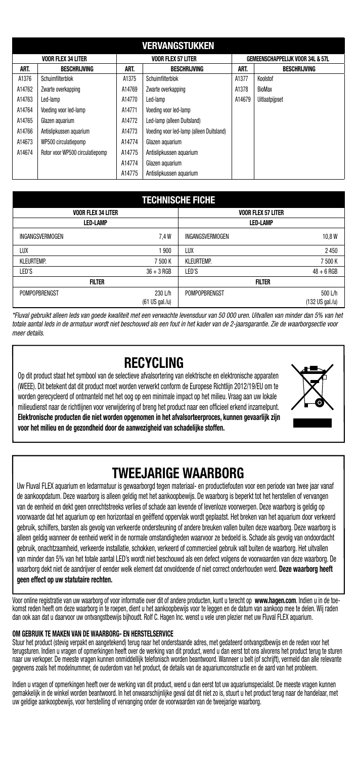## VERVANGSTUKKEN

| VOOR FLEX 34 LITER | | VOOR FLEX 57 LITER | | GEMEENSCHAPPELIJK VOOR 34L & 57L | |
|---|---|---|---|---|---|
| ART. | BESCHRIJVING | ART. | BESCHRIJVING | ART. | BESCHRIJVING |
| A1376 | Schuimfilterblok | A1375 | Schuimfilterblok | A1377 | Koolstof |
| A14762 | Zwarte overkapping | A14769 | Zwarte overkapping | A1378 | BioMax |
| A14763 | Led-lamp | A14770 | Led-lamp | A14679 | Uitlaatpijpset |
| A14764 | Voeding voor led-lamp | A14771 | Voeding voor led-lamp | | |
| A14765 | Glazen aquarium | A14772 | Led-lamp (alleen Duitsland) | | |
| A14766 | Antislipkussen aquarium | A14773 | Voeding voor led-lamp (alleen Duitsland) | | |
| A14673 | WP500 circulatiepomp | A14774 | Glazen aquarium | | |
| A14674 | Rotor voor WP500 circulatiepomp | A14775 | Antislipkussen aquarium | | |
| | | A14774 | Glazen aquarium | | |
| | | A14775 | Antislipkussen aquarium | | |

## TECHNISCHE FICHE

| VOOR FLEX 34 LITER | | VOOR FLEX 57 LITER | |
|---|---|---|---|
| LED-LAMP | | LED-LAMP | |
| INGANGSVERMOGEN | 7,4 W | INGANGSVERMOGEN | 10,8 W |
| LUX | 1 900 | LUX | 2 450 |
| KLEURTEMP. | 7 500 K | KLEURTEMP. | 7 500 K |
| LED'S | 36 + 3 RGB | LED'S | 48 + 6 RGB |
| FILTER | | FILTER | |
| POMPOPBRENGST | 230 L/h (61 US gal./u) | POMPOPBRENGST | 500 L/h (132 US gal./u) |

*\*Fluval gebruikt alleen leds van goede kwaliteit met een verwachte levensduur van 50 000 uren. Uitvallen van minder dan 5% van het totale aantal leds in de armatuur wordt niet beschouwd als een fout in het kader van de 2-jaarsgarantie. Zie de waarborgsectie voor meer details.*

## RECYCLING

Op dit product staat het symbool van de selectieve afvalsortering van elektrische en elektronische apparaten (WEEE). Dit betekent dat dit product moet worden verwerkt conform de Europese Richtlijn 2012/19/EU om te worden gerecycleerd of ontmanteld met het oog op een minimale impact op het milieu. Vraag aan uw lokale milieudienst naar de richtlijnen voor verwijdering of breng het product naar een officieel erkend inzamelpunt. **Elektronische producten die niet worden opgenomen in het afvalsorteerproces, kunnen gevaarlijk zijn voor het milieu en de gezondheid door de aanwezigheid van schadelijke stoffen.**

## TWEEJARIGE WAARBORG

Uw Fluval FLEX aquarium en ledarmatuur is gewaarborgd tegen materiaal- en productiefouten voor een periode van twee jaar vanaf de aankoopdatum. Deze waarborg is alleen geldig met het aankoopbewijs. De waarborg is beperkt tot het herstellen of vervangen van de eenheid en dekt geen onrechtstreeks verlies of schade aan levende of levenloze voorwerpen. Deze waarborg is geldig op voorwaarde dat het aquarium op een horizontaal en geëffend oppervlak wordt geplaatst. Het breken van het aquarium door verkeerd gebruik, schilfers, barsten als gevolg van verkeerde ondersteuning of andere breuken vallen buiten deze waarborg. Deze waarborg is alleen geldig wanneer de eenheid werkt in de normale omstandigheden waarvoor ze bedoeld is. Schade als gevolg van ondoordacht gebruik, onachtzaamheid, verkeerde installatie, schokken, verkeerd of commercieel gebruik valt buiten de waarborg. Het uitvallen van minder dan 5% van het totale aantal LED's wordt niet beschouwd als een defect volgens de voorwaarden van deze waarborg. De waarborg dekt niet de aandrijver of eender welk element dat onvoldoende of niet correct onderhouden werd. **Deze waarborg heeft geen effect op uw statutaire rechten.**

Voor online registratie van uw waarborg of voor informatie over dit of andere producten, kunt u terecht op **www.hagen.com**. Indien u in de toekomst reden heeft om deze waarborg in te roepen, dient u het aankoopbewijs voor te leggen en de datum van aankoop mee te delen. Wij raden dan ook aan dat u daarvoor uw ontvangstbewijs bijhoudt. Rolf C. Hagen Inc. wenst u vele uren plezier met uw Fluval FLEX aquarium.

#### OM GEBRUIK TE MAKEN VAN DE WAARBORG- EN HERSTELSERVICE

Stuur het product (stevig verpakt en aangetekend) terug naar het onderstaande adres, met gedateerd ontvangstbewijs en de reden voor het terugsturen. Indien u vragen of opmerkingen heeft over de werking van dit product, wend u dan eerst tot ons alvorens het product terug te sturen naar uw verkoper. De meeste vragen kunnen onmiddellijk telefonisch worden beantwoord. Wanneer u belt (of schrijft), vermeld dan alle relevante gegevens zoals het modelnummer, de ouderdom van het product, de details van de aquariumconstructie en de aard van het probleem.

Indien u vragen of opmerkingen heeft over de werking van dit product, wend u dan eerst tot uw aquariumspecialist. De meeste vragen kunnen gemakkelijk in de winkel worden beantwoord. In het onwaarschijnlijke geval dat dit niet zo is, stuurt u het product terug naar de handelaar, met uw geldige aankoopbewijs, voor herstelling of vervanging onder de voorwaarden van de tweejarige waarborg.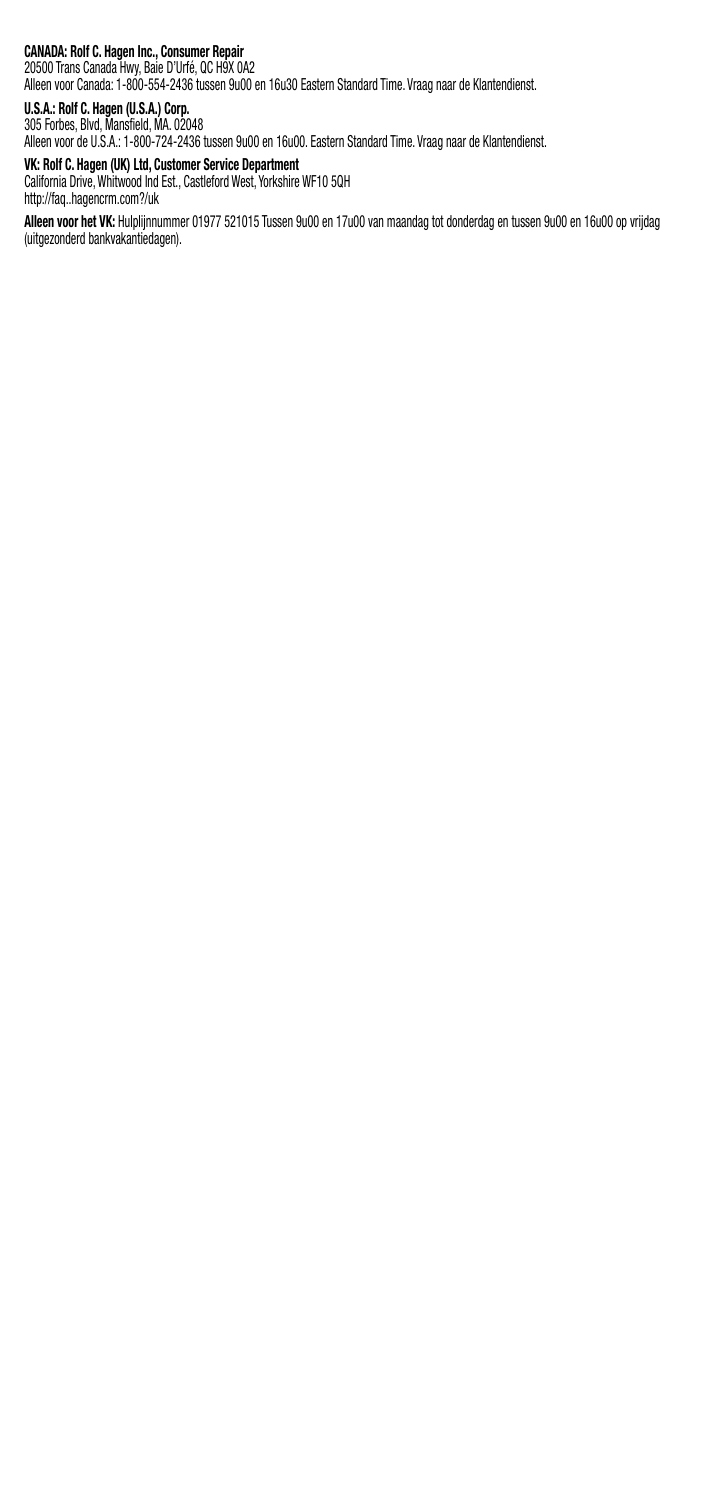**CANADA: Rolf C. Hagen Inc., Consumer Repair**
20500 Trans Canada Hwy, Baie D'Urfé, QC H9X 0A2
Alleen voor Canada: 1-800-554-2436 tussen 9u00 en 16u30 Eastern Standard Time. Vraag naar de Klantendienst.

**U.S.A.: Rolf C. Hagen (U.S.A.) Corp.**
305 Forbes, Blvd, Mansfield, MA. 02048
Alleen voor de U.S.A.: 1-800-724-2436 tussen 9u00 en 16u00. Eastern Standard Time. Vraag naar de Klantendienst.

**VK: Rolf C. Hagen (UK) Ltd, Customer Service Department**
California Drive, Whitwood Ind Est., Castleford West, Yorkshire WF10 5QH
http://faq..hagencrm.com?/uk

**Alleen voor het VK:** Hulplijnnummer 01977 521015 Tussen 9u00 en 17u00 van maandag tot donderdag en tussen 9u00 en 16u00 op vrijdag (uitgezonderd bankvakantiedagen).